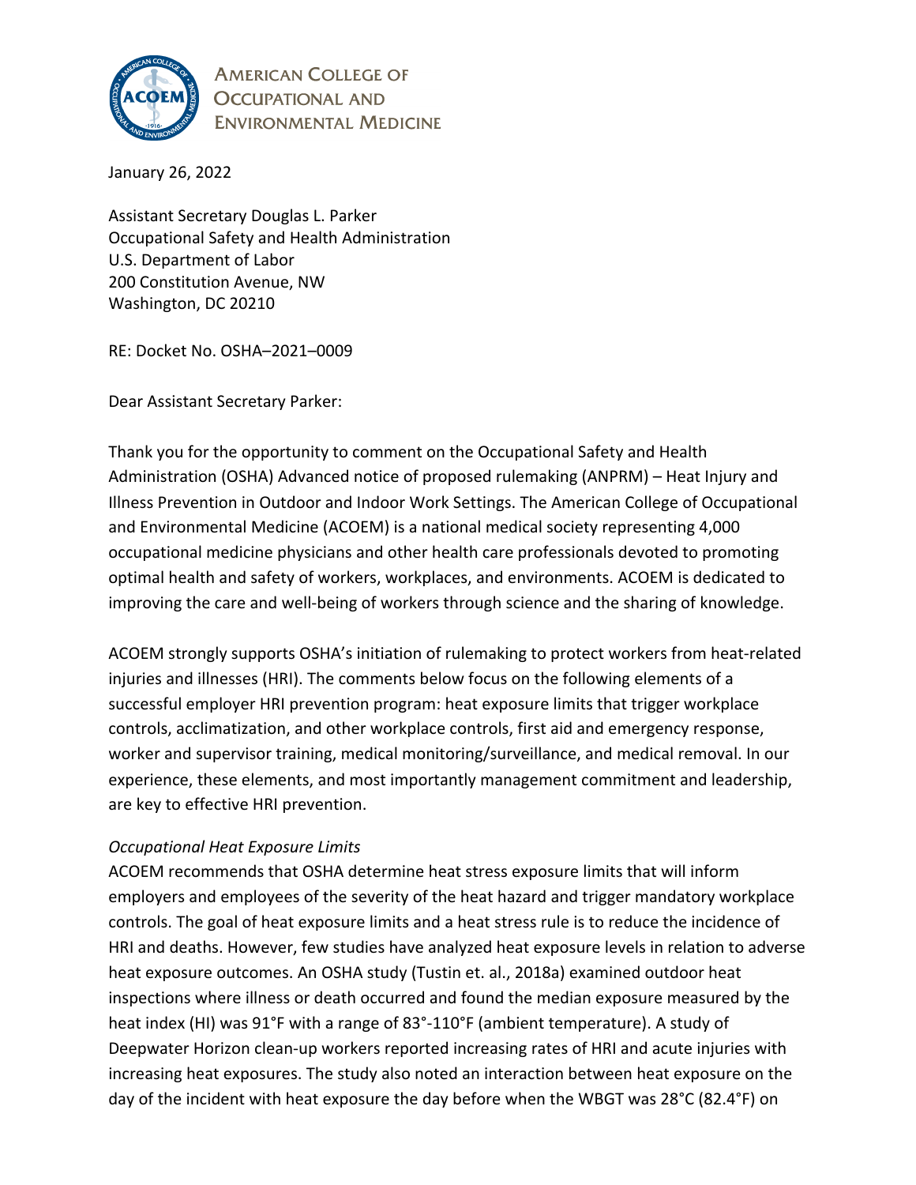**American College of Occupational and Environmental Medicine**

January 26, 2022

Assistant Secretary Douglas L. Parker
Occupational Safety and Health Administration
U.S. Department of Labor
200 Constitution Avenue, NW
Washington, DC 20210

RE: Docket No. OSHA–2021–0009

Dear Assistant Secretary Parker:

Thank you for the opportunity to comment on the Occupational Safety and Health Administration (OSHA) Advanced notice of proposed rulemaking (ANPRM) – Heat Injury and Illness Prevention in Outdoor and Indoor Work Settings. The American College of Occupational and Environmental Medicine (ACOEM) is a national medical society representing 4,000 occupational medicine physicians and other health care professionals devoted to promoting optimal health and safety of workers, workplaces, and environments. ACOEM is dedicated to improving the care and well-being of workers through science and the sharing of knowledge.

ACOEM strongly supports OSHA's initiation of rulemaking to protect workers from heat-related injuries and illnesses (HRI). The comments below focus on the following elements of a successful employer HRI prevention program: heat exposure limits that trigger workplace controls, acclimatization, and other workplace controls, first aid and emergency response, worker and supervisor training, medical monitoring/surveillance, and medical removal. In our experience, these elements, and most importantly management commitment and leadership, are key to effective HRI prevention.

*Occupational Heat Exposure Limits*

ACOEM recommends that OSHA determine heat stress exposure limits that will inform employers and employees of the severity of the heat hazard and trigger mandatory workplace controls. The goal of heat exposure limits and a heat stress rule is to reduce the incidence of HRI and deaths. However, few studies have analyzed heat exposure levels in relation to adverse heat exposure outcomes. An OSHA study (Tustin et. al., 2018a) examined outdoor heat inspections where illness or death occurred and found the median exposure measured by the heat index (HI) was 91°F with a range of 83°-110°F (ambient temperature). A study of Deepwater Horizon clean-up workers reported increasing rates of HRI and acute injuries with increasing heat exposures. The study also noted an interaction between heat exposure on the day of the incident with heat exposure the day before when the WBGT was 28°C (82.4°F) on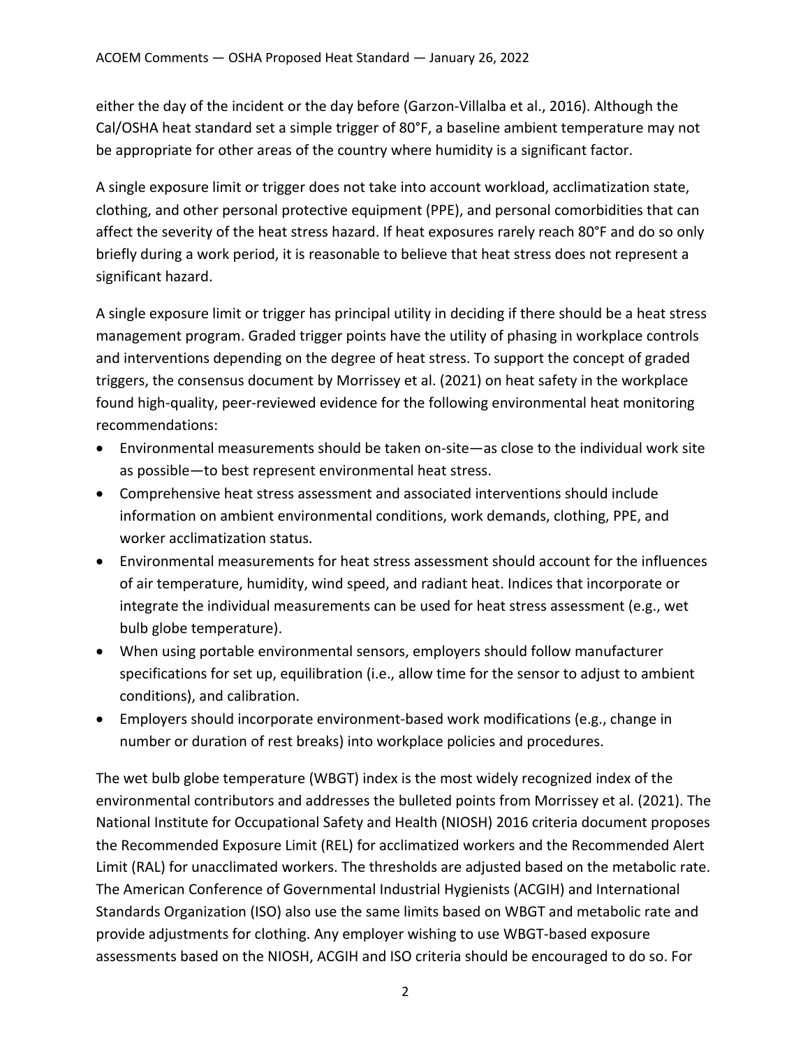either the day of the incident or the day before (Garzon-Villalba et al., 2016). Although the Cal/OSHA heat standard set a simple trigger of 80°F, a baseline ambient temperature may not be appropriate for other areas of the country where humidity is a significant factor.

A single exposure limit or trigger does not take into account workload, acclimatization state, clothing, and other personal protective equipment (PPE), and personal comorbidities that can affect the severity of the heat stress hazard. If heat exposures rarely reach 80°F and do so only briefly during a work period, it is reasonable to believe that heat stress does not represent a significant hazard.

A single exposure limit or trigger has principal utility in deciding if there should be a heat stress management program. Graded trigger points have the utility of phasing in workplace controls and interventions depending on the degree of heat stress. To support the concept of graded triggers, the consensus document by Morrissey et al. (2021) on heat safety in the workplace found high-quality, peer-reviewed evidence for the following environmental heat monitoring recommendations:

- Environmental measurements should be taken on-site—as close to the individual work site as possible—to best represent environmental heat stress.
- Comprehensive heat stress assessment and associated interventions should include information on ambient environmental conditions, work demands, clothing, PPE, and worker acclimatization status.
- Environmental measurements for heat stress assessment should account for the influences of air temperature, humidity, wind speed, and radiant heat. Indices that incorporate or integrate the individual measurements can be used for heat stress assessment (e.g., wet bulb globe temperature).
- When using portable environmental sensors, employers should follow manufacturer specifications for set up, equilibration (i.e., allow time for the sensor to adjust to ambient conditions), and calibration.
- Employers should incorporate environment-based work modifications (e.g., change in number or duration of rest breaks) into workplace policies and procedures.

The wet bulb globe temperature (WBGT) index is the most widely recognized index of the environmental contributors and addresses the bulleted points from Morrissey et al. (2021). The National Institute for Occupational Safety and Health (NIOSH) 2016 criteria document proposes the Recommended Exposure Limit (REL) for acclimatized workers and the Recommended Alert Limit (RAL) for unacclimated workers. The thresholds are adjusted based on the metabolic rate. The American Conference of Governmental Industrial Hygienists (ACGIH) and International Standards Organization (ISO) also use the same limits based on WBGT and metabolic rate and provide adjustments for clothing. Any employer wishing to use WBGT-based exposure assessments based on the NIOSH, ACGIH and ISO criteria should be encouraged to do so. For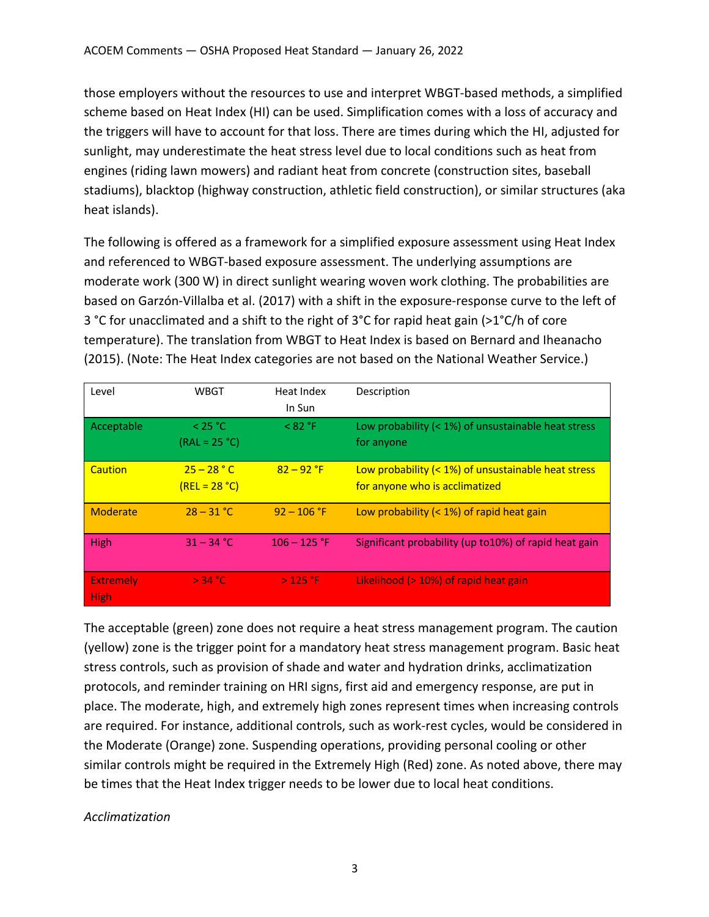those employers without the resources to use and interpret WBGT-based methods, a simplified scheme based on Heat Index (HI) can be used. Simplification comes with a loss of accuracy and the triggers will have to account for that loss. There are times during which the HI, adjusted for sunlight, may underestimate the heat stress level due to local conditions such as heat from engines (riding lawn mowers) and radiant heat from concrete (construction sites, baseball stadiums), blacktop (highway construction, athletic field construction), or similar structures (aka heat islands).

The following is offered as a framework for a simplified exposure assessment using Heat Index and referenced to WBGT-based exposure assessment. The underlying assumptions are moderate work (300 W) in direct sunlight wearing woven work clothing. The probabilities are based on Garzón-Villalba et al. (2017) with a shift in the exposure-response curve to the left of 3 °C for unacclimated and a shift to the right of 3°C for rapid heat gain (>1°C/h of core temperature). The translation from WBGT to Heat Index is based on Bernard and Iheanacho (2015). (Note: The Heat Index categories are not based on the National Weather Service.)

| Level | WBGT | Heat Index In Sun | Description |
|---|---|---|---|
| Acceptable | < 25 °C (RAL = 25 °C) | < 82 °F | Low probability (< 1%) of unsustainable heat stress for anyone |
| Caution | 25 – 28 ° C (REL = 28 °C) | 82 – 92 °F | Low probability (< 1%) of unsustainable heat stress for anyone who is acclimatized |
| Moderate | 28 – 31 °C | 92 – 106 °F | Low probability (< 1%) of rapid heat gain |
| High | 31 – 34 °C | 106 – 125 °F | Significant probability (up to10%) of rapid heat gain |
| Extremely High | > 34 °C | > 125 °F | Likelihood (> 10%) of rapid heat gain |

The acceptable (green) zone does not require a heat stress management program. The caution (yellow) zone is the trigger point for a mandatory heat stress management program. Basic heat stress controls, such as provision of shade and water and hydration drinks, acclimatization protocols, and reminder training on HRI signs, first aid and emergency response, are put in place. The moderate, high, and extremely high zones represent times when increasing controls are required. For instance, additional controls, such as work-rest cycles, would be considered in the Moderate (Orange) zone. Suspending operations, providing personal cooling or other similar controls might be required in the Extremely High (Red) zone. As noted above, there may be times that the Heat Index trigger needs to be lower due to local heat conditions.

*Acclimatization*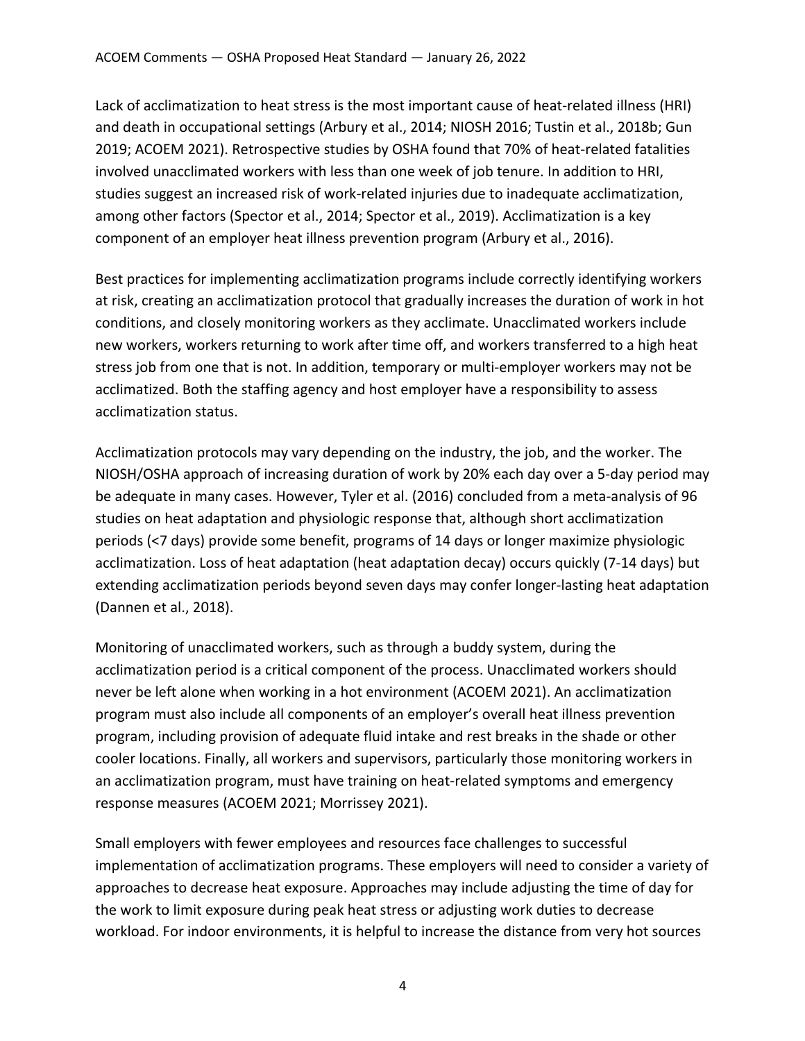Lack of acclimatization to heat stress is the most important cause of heat-related illness (HRI) and death in occupational settings (Arbury et al., 2014; NIOSH 2016; Tustin et al., 2018b; Gun 2019; ACOEM 2021). Retrospective studies by OSHA found that 70% of heat-related fatalities involved unacclimated workers with less than one week of job tenure. In addition to HRI, studies suggest an increased risk of work-related injuries due to inadequate acclimatization, among other factors (Spector et al., 2014; Spector et al., 2019). Acclimatization is a key component of an employer heat illness prevention program (Arbury et al., 2016).

Best practices for implementing acclimatization programs include correctly identifying workers at risk, creating an acclimatization protocol that gradually increases the duration of work in hot conditions, and closely monitoring workers as they acclimate. Unacclimated workers include new workers, workers returning to work after time off, and workers transferred to a high heat stress job from one that is not. In addition, temporary or multi-employer workers may not be acclimatized. Both the staffing agency and host employer have a responsibility to assess acclimatization status.

Acclimatization protocols may vary depending on the industry, the job, and the worker. The NIOSH/OSHA approach of increasing duration of work by 20% each day over a 5-day period may be adequate in many cases. However, Tyler et al. (2016) concluded from a meta-analysis of 96 studies on heat adaptation and physiologic response that, although short acclimatization periods (<7 days) provide some benefit, programs of 14 days or longer maximize physiologic acclimatization. Loss of heat adaptation (heat adaptation decay) occurs quickly (7-14 days) but extending acclimatization periods beyond seven days may confer longer-lasting heat adaptation (Dannen et al., 2018).

Monitoring of unacclimated workers, such as through a buddy system, during the acclimatization period is a critical component of the process. Unacclimated workers should never be left alone when working in a hot environment (ACOEM 2021). An acclimatization program must also include all components of an employer's overall heat illness prevention program, including provision of adequate fluid intake and rest breaks in the shade or other cooler locations. Finally, all workers and supervisors, particularly those monitoring workers in an acclimatization program, must have training on heat-related symptoms and emergency response measures (ACOEM 2021; Morrissey 2021).

Small employers with fewer employees and resources face challenges to successful implementation of acclimatization programs. These employers will need to consider a variety of approaches to decrease heat exposure. Approaches may include adjusting the time of day for the work to limit exposure during peak heat stress or adjusting work duties to decrease workload. For indoor environments, it is helpful to increase the distance from very hot sources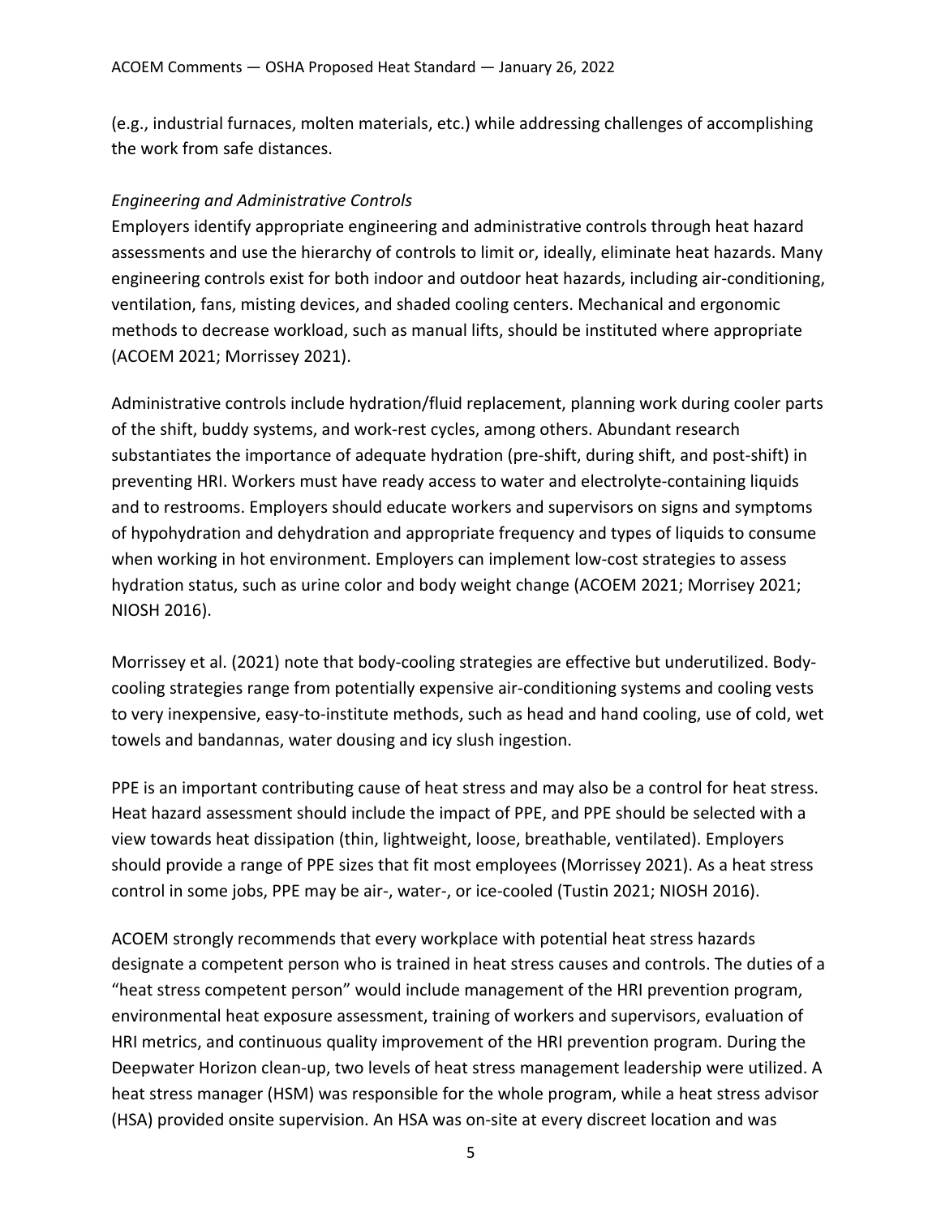(e.g., industrial furnaces, molten materials, etc.) while addressing challenges of accomplishing the work from safe distances.

*Engineering and Administrative Controls*

Employers identify appropriate engineering and administrative controls through heat hazard assessments and use the hierarchy of controls to limit or, ideally, eliminate heat hazards. Many engineering controls exist for both indoor and outdoor heat hazards, including air-conditioning, ventilation, fans, misting devices, and shaded cooling centers. Mechanical and ergonomic methods to decrease workload, such as manual lifts, should be instituted where appropriate (ACOEM 2021; Morrissey 2021).

Administrative controls include hydration/fluid replacement, planning work during cooler parts of the shift, buddy systems, and work-rest cycles, among others. Abundant research substantiates the importance of adequate hydration (pre-shift, during shift, and post-shift) in preventing HRI. Workers must have ready access to water and electrolyte-containing liquids and to restrooms. Employers should educate workers and supervisors on signs and symptoms of hypohydration and dehydration and appropriate frequency and types of liquids to consume when working in hot environment. Employers can implement low-cost strategies to assess hydration status, such as urine color and body weight change (ACOEM 2021; Morrisey 2021; NIOSH 2016).

Morrissey et al. (2021) note that body-cooling strategies are effective but underutilized. Body-cooling strategies range from potentially expensive air-conditioning systems and cooling vests to very inexpensive, easy-to-institute methods, such as head and hand cooling, use of cold, wet towels and bandannas, water dousing and icy slush ingestion.

PPE is an important contributing cause of heat stress and may also be a control for heat stress. Heat hazard assessment should include the impact of PPE, and PPE should be selected with a view towards heat dissipation (thin, lightweight, loose, breathable, ventilated). Employers should provide a range of PPE sizes that fit most employees (Morrissey 2021). As a heat stress control in some jobs, PPE may be air-, water-, or ice-cooled (Tustin 2021; NIOSH 2016).

ACOEM strongly recommends that every workplace with potential heat stress hazards designate a competent person who is trained in heat stress causes and controls. The duties of a "heat stress competent person" would include management of the HRI prevention program, environmental heat exposure assessment, training of workers and supervisors, evaluation of HRI metrics, and continuous quality improvement of the HRI prevention program. During the Deepwater Horizon clean-up, two levels of heat stress management leadership were utilized. A heat stress manager (HSM) was responsible for the whole program, while a heat stress advisor (HSA) provided onsite supervision. An HSA was on-site at every discreet location and was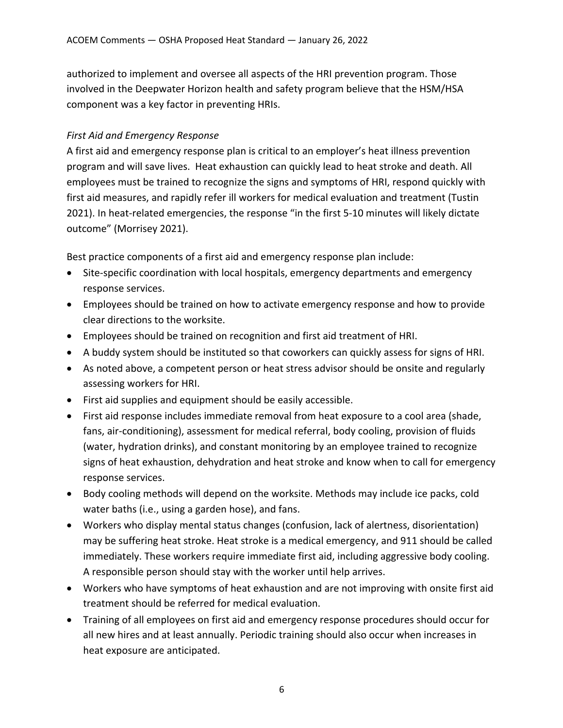authorized to implement and oversee all aspects of the HRI prevention program. Those involved in the Deepwater Horizon health and safety program believe that the HSM/HSA component was a key factor in preventing HRIs.

*First Aid and Emergency Response*

A first aid and emergency response plan is critical to an employer's heat illness prevention program and will save lives. Heat exhaustion can quickly lead to heat stroke and death. All employees must be trained to recognize the signs and symptoms of HRI, respond quickly with first aid measures, and rapidly refer ill workers for medical evaluation and treatment (Tustin 2021). In heat-related emergencies, the response "in the first 5-10 minutes will likely dictate outcome" (Morrisey 2021).

Best practice components of a first aid and emergency response plan include:

- Site-specific coordination with local hospitals, emergency departments and emergency response services.
- Employees should be trained on how to activate emergency response and how to provide clear directions to the worksite.
- Employees should be trained on recognition and first aid treatment of HRI.
- A buddy system should be instituted so that coworkers can quickly assess for signs of HRI.
- As noted above, a competent person or heat stress advisor should be onsite and regularly assessing workers for HRI.
- First aid supplies and equipment should be easily accessible.
- First aid response includes immediate removal from heat exposure to a cool area (shade, fans, air-conditioning), assessment for medical referral, body cooling, provision of fluids (water, hydration drinks), and constant monitoring by an employee trained to recognize signs of heat exhaustion, dehydration and heat stroke and know when to call for emergency response services.
- Body cooling methods will depend on the worksite. Methods may include ice packs, cold water baths (i.e., using a garden hose), and fans.
- Workers who display mental status changes (confusion, lack of alertness, disorientation) may be suffering heat stroke. Heat stroke is a medical emergency, and 911 should be called immediately. These workers require immediate first aid, including aggressive body cooling. A responsible person should stay with the worker until help arrives.
- Workers who have symptoms of heat exhaustion and are not improving with onsite first aid treatment should be referred for medical evaluation.
- Training of all employees on first aid and emergency response procedures should occur for all new hires and at least annually. Periodic training should also occur when increases in heat exposure are anticipated.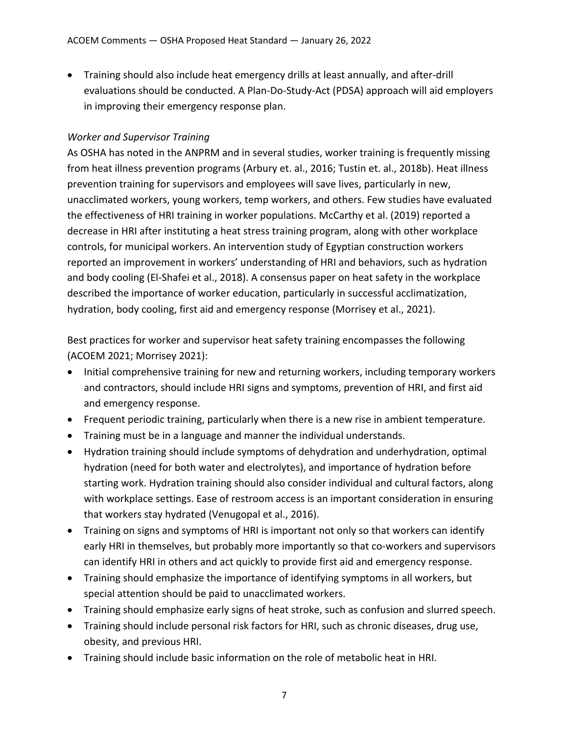- Training should also include heat emergency drills at least annually, and after-drill evaluations should be conducted. A Plan-Do-Study-Act (PDSA) approach will aid employers in improving their emergency response plan.

*Worker and Supervisor Training*

As OSHA has noted in the ANPRM and in several studies, worker training is frequently missing from heat illness prevention programs (Arbury et. al., 2016; Tustin et. al., 2018b). Heat illness prevention training for supervisors and employees will save lives, particularly in new, unacclimated workers, young workers, temp workers, and others. Few studies have evaluated the effectiveness of HRI training in worker populations. McCarthy et al. (2019) reported a decrease in HRI after instituting a heat stress training program, along with other workplace controls, for municipal workers. An intervention study of Egyptian construction workers reported an improvement in workers' understanding of HRI and behaviors, such as hydration and body cooling (El-Shafei et al., 2018). A consensus paper on heat safety in the workplace described the importance of worker education, particularly in successful acclimatization, hydration, body cooling, first aid and emergency response (Morrisey et al., 2021).

Best practices for worker and supervisor heat safety training encompasses the following (ACOEM 2021; Morrisey 2021):

- Initial comprehensive training for new and returning workers, including temporary workers and contractors, should include HRI signs and symptoms, prevention of HRI, and first aid and emergency response.
- Frequent periodic training, particularly when there is a new rise in ambient temperature.
- Training must be in a language and manner the individual understands.
- Hydration training should include symptoms of dehydration and underhydration, optimal hydration (need for both water and electrolytes), and importance of hydration before starting work. Hydration training should also consider individual and cultural factors, along with workplace settings. Ease of restroom access is an important consideration in ensuring that workers stay hydrated (Venugopal et al., 2016).
- Training on signs and symptoms of HRI is important not only so that workers can identify early HRI in themselves, but probably more importantly so that co-workers and supervisors can identify HRI in others and act quickly to provide first aid and emergency response.
- Training should emphasize the importance of identifying symptoms in all workers, but special attention should be paid to unacclimated workers.
- Training should emphasize early signs of heat stroke, such as confusion and slurred speech.
- Training should include personal risk factors for HRI, such as chronic diseases, drug use, obesity, and previous HRI.
- Training should include basic information on the role of metabolic heat in HRI.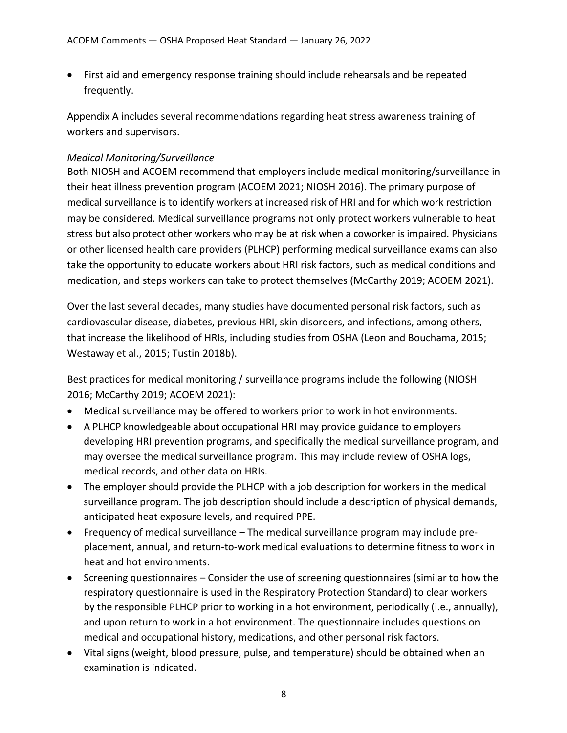- First aid and emergency response training should include rehearsals and be repeated frequently.

Appendix A includes several recommendations regarding heat stress awareness training of workers and supervisors.

*Medical Monitoring/Surveillance*

Both NIOSH and ACOEM recommend that employers include medical monitoring/surveillance in their heat illness prevention program (ACOEM 2021; NIOSH 2016). The primary purpose of medical surveillance is to identify workers at increased risk of HRI and for which work restriction may be considered. Medical surveillance programs not only protect workers vulnerable to heat stress but also protect other workers who may be at risk when a coworker is impaired. Physicians or other licensed health care providers (PLHCP) performing medical surveillance exams can also take the opportunity to educate workers about HRI risk factors, such as medical conditions and medication, and steps workers can take to protect themselves (McCarthy 2019; ACOEM 2021).

Over the last several decades, many studies have documented personal risk factors, such as cardiovascular disease, diabetes, previous HRI, skin disorders, and infections, among others, that increase the likelihood of HRIs, including studies from OSHA (Leon and Bouchama, 2015; Westaway et al., 2015; Tustin 2018b).

Best practices for medical monitoring / surveillance programs include the following (NIOSH 2016; McCarthy 2019; ACOEM 2021):

- Medical surveillance may be offered to workers prior to work in hot environments.
- A PLHCP knowledgeable about occupational HRI may provide guidance to employers developing HRI prevention programs, and specifically the medical surveillance program, and may oversee the medical surveillance program. This may include review of OSHA logs, medical records, and other data on HRIs.
- The employer should provide the PLHCP with a job description for workers in the medical surveillance program. The job description should include a description of physical demands, anticipated heat exposure levels, and required PPE.
- Frequency of medical surveillance – The medical surveillance program may include pre-placement, annual, and return-to-work medical evaluations to determine fitness to work in heat and hot environments.
- Screening questionnaires – Consider the use of screening questionnaires (similar to how the respiratory questionnaire is used in the Respiratory Protection Standard) to clear workers by the responsible PLHCP prior to working in a hot environment, periodically (i.e., annually), and upon return to work in a hot environment. The questionnaire includes questions on medical and occupational history, medications, and other personal risk factors.
- Vital signs (weight, blood pressure, pulse, and temperature) should be obtained when an examination is indicated.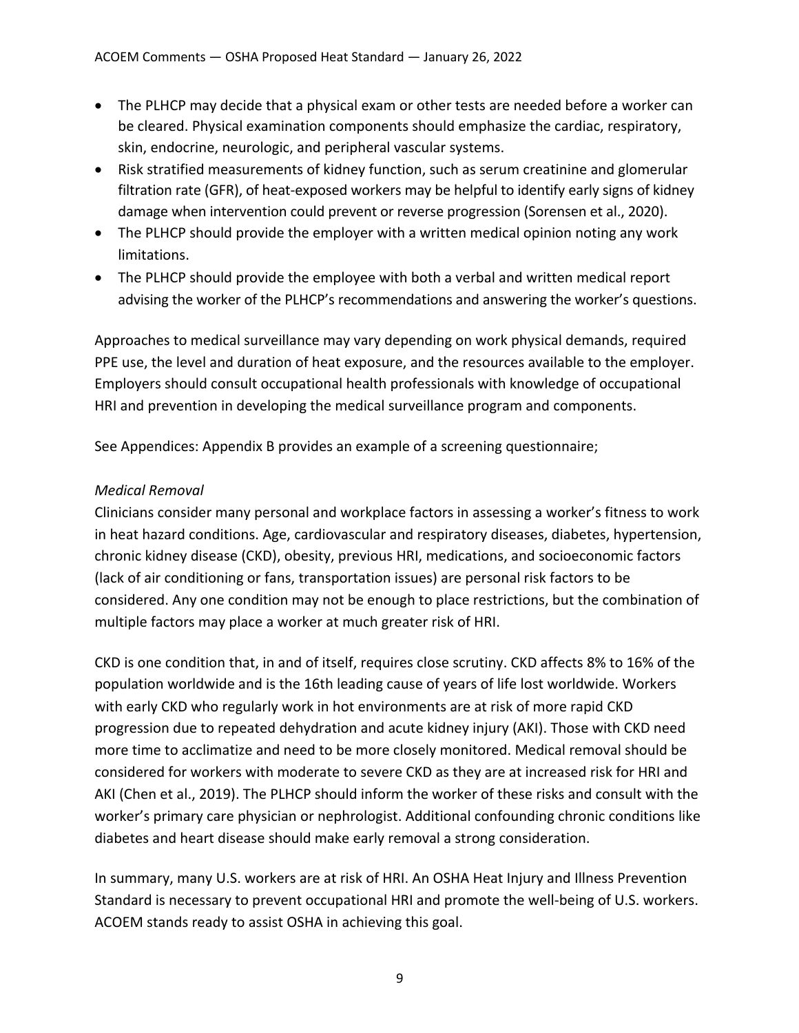- The PLHCP may decide that a physical exam or other tests are needed before a worker can be cleared. Physical examination components should emphasize the cardiac, respiratory, skin, endocrine, neurologic, and peripheral vascular systems.
- Risk stratified measurements of kidney function, such as serum creatinine and glomerular filtration rate (GFR), of heat-exposed workers may be helpful to identify early signs of kidney damage when intervention could prevent or reverse progression (Sorensen et al., 2020).
- The PLHCP should provide the employer with a written medical opinion noting any work limitations.
- The PLHCP should provide the employee with both a verbal and written medical report advising the worker of the PLHCP's recommendations and answering the worker's questions.

Approaches to medical surveillance may vary depending on work physical demands, required PPE use, the level and duration of heat exposure, and the resources available to the employer. Employers should consult occupational health professionals with knowledge of occupational HRI and prevention in developing the medical surveillance program and components.

See Appendices: Appendix B provides an example of a screening questionnaire;

*Medical Removal*

Clinicians consider many personal and workplace factors in assessing a worker's fitness to work in heat hazard conditions. Age, cardiovascular and respiratory diseases, diabetes, hypertension, chronic kidney disease (CKD), obesity, previous HRI, medications, and socioeconomic factors (lack of air conditioning or fans, transportation issues) are personal risk factors to be considered. Any one condition may not be enough to place restrictions, but the combination of multiple factors may place a worker at much greater risk of HRI.

CKD is one condition that, in and of itself, requires close scrutiny. CKD affects 8% to 16% of the population worldwide and is the 16th leading cause of years of life lost worldwide. Workers with early CKD who regularly work in hot environments are at risk of more rapid CKD progression due to repeated dehydration and acute kidney injury (AKI). Those with CKD need more time to acclimatize and need to be more closely monitored. Medical removal should be considered for workers with moderate to severe CKD as they are at increased risk for HRI and AKI (Chen et al., 2019). The PLHCP should inform the worker of these risks and consult with the worker's primary care physician or nephrologist. Additional confounding chronic conditions like diabetes and heart disease should make early removal a strong consideration.

In summary, many U.S. workers are at risk of HRI. An OSHA Heat Injury and Illness Prevention Standard is necessary to prevent occupational HRI and promote the well-being of U.S. workers. ACOEM stands ready to assist OSHA in achieving this goal.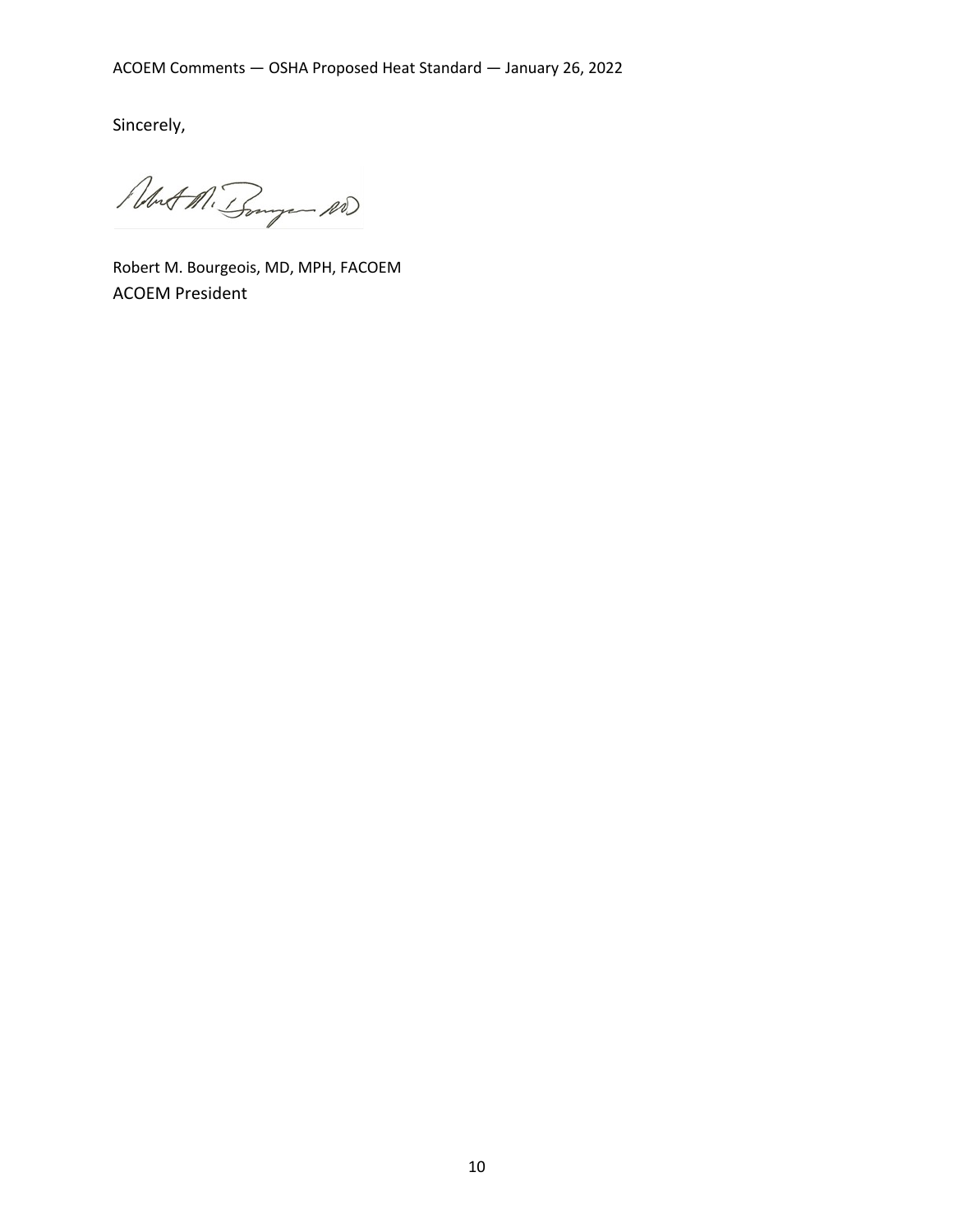Sincerely,

Robert M. Bourgeois, MD, MPH, FACOEM
ACOEM President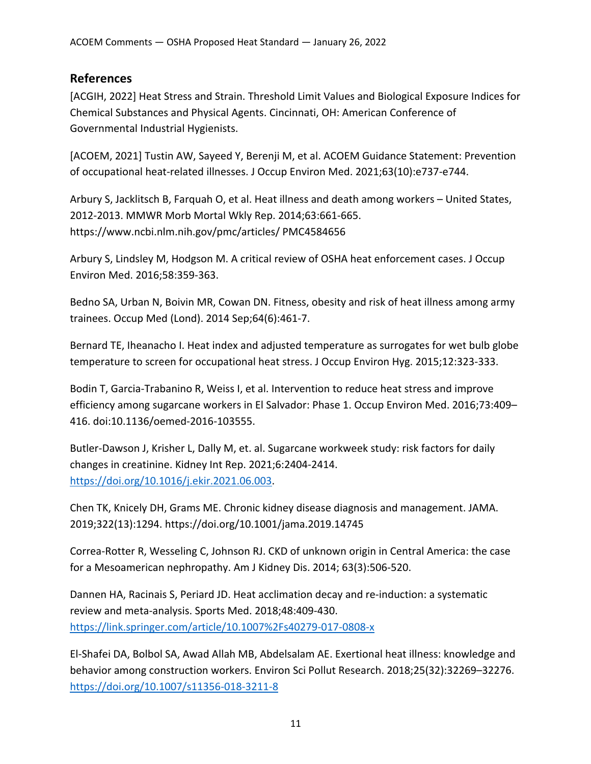## References

[ACGIH, 2022] Heat Stress and Strain. Threshold Limit Values and Biological Exposure Indices for Chemical Substances and Physical Agents. Cincinnati, OH: American Conference of Governmental Industrial Hygienists.

[ACOEM, 2021] Tustin AW, Sayeed Y, Berenji M, et al. ACOEM Guidance Statement: Prevention of occupational heat-related illnesses. J Occup Environ Med. 2021;63(10):e737-e744.

Arbury S, Jacklitsch B, Farquah O, et al. Heat illness and death among workers – United States, 2012-2013. MMWR Morb Mortal Wkly Rep. 2014;63:661-665. https://www.ncbi.nlm.nih.gov/pmc/articles/ PMC4584656

Arbury S, Lindsley M, Hodgson M. A critical review of OSHA heat enforcement cases. J Occup Environ Med. 2016;58:359-363.

Bedno SA, Urban N, Boivin MR, Cowan DN. Fitness, obesity and risk of heat illness among army trainees. Occup Med (Lond). 2014 Sep;64(6):461-7.

Bernard TE, Iheanacho I. Heat index and adjusted temperature as surrogates for wet bulb globe temperature to screen for occupational heat stress. J Occup Environ Hyg. 2015;12:323-333.

Bodin T, Garcia-Trabanino R, Weiss I, et al. Intervention to reduce heat stress and improve efficiency among sugarcane workers in El Salvador: Phase 1. Occup Environ Med. 2016;73:409–416. doi:10.1136/oemed-2016-103555.

Butler-Dawson J, Krisher L, Dally M, et. al. Sugarcane workweek study: risk factors for daily changes in creatinine. Kidney Int Rep. 2021;6:2404-2414. https://doi.org/10.1016/j.ekir.2021.06.003.

Chen TK, Knicely DH, Grams ME. Chronic kidney disease diagnosis and management. JAMA. 2019;322(13):1294. https://doi.org/10.1001/jama.2019.14745

Correa-Rotter R, Wesseling C, Johnson RJ. CKD of unknown origin in Central America: the case for a Mesoamerican nephropathy. Am J Kidney Dis. 2014; 63(3):506-520.

Dannen HA, Racinais S, Periard JD. Heat acclimation decay and re-induction: a systematic review and meta-analysis. Sports Med. 2018;48:409-430. https://link.springer.com/article/10.1007%2Fs40279-017-0808-x

El-Shafei DA, Bolbol SA, Awad Allah MB, Abdelsalam AE. Exertional heat illness: knowledge and behavior among construction workers. Environ Sci Pollut Research. 2018;25(32):32269–32276. https://doi.org/10.1007/s11356-018-3211-8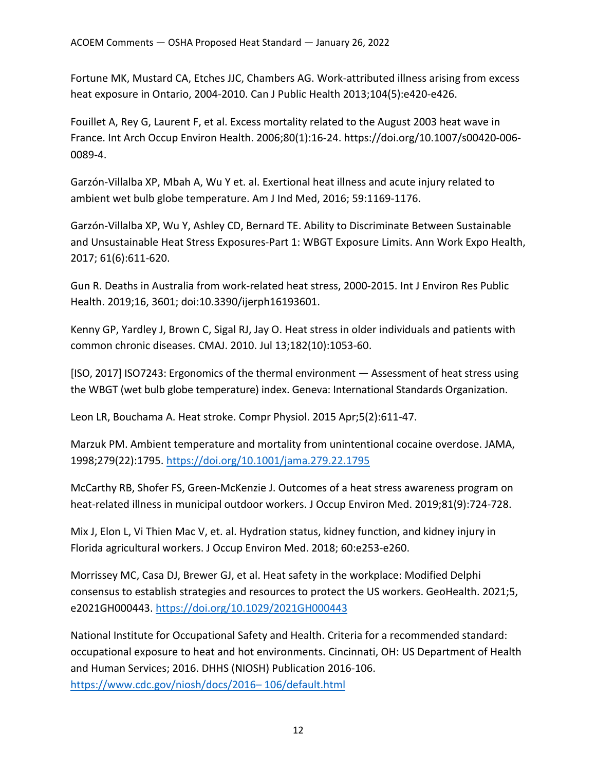Fortune MK, Mustard CA, Etches JJC, Chambers AG. Work-attributed illness arising from excess heat exposure in Ontario, 2004-2010. Can J Public Health 2013;104(5):e420-e426.

Fouillet A, Rey G, Laurent F, et al. Excess mortality related to the August 2003 heat wave in France. Int Arch Occup Environ Health. 2006;80(1):16-24. https://doi.org/10.1007/s00420-006-0089-4.

Garzón-Villalba XP, Mbah A, Wu Y et. al. Exertional heat illness and acute injury related to ambient wet bulb globe temperature. Am J Ind Med, 2016; 59:1169-1176.

Garzón-Villalba XP, Wu Y, Ashley CD, Bernard TE. Ability to Discriminate Between Sustainable and Unsustainable Heat Stress Exposures-Part 1: WBGT Exposure Limits. Ann Work Expo Health, 2017; 61(6):611-620.

Gun R. Deaths in Australia from work-related heat stress, 2000-2015. Int J Environ Res Public Health. 2019;16, 3601; doi:10.3390/ijerph16193601.

Kenny GP, Yardley J, Brown C, Sigal RJ, Jay O. Heat stress in older individuals and patients with common chronic diseases. CMAJ. 2010. Jul 13;182(10):1053-60.

[ISO, 2017] ISO7243: Ergonomics of the thermal environment — Assessment of heat stress using the WBGT (wet bulb globe temperature) index. Geneva: International Standards Organization.

Leon LR, Bouchama A. Heat stroke. Compr Physiol. 2015 Apr;5(2):611-47.

Marzuk PM. Ambient temperature and mortality from unintentional cocaine overdose. JAMA, 1998;279(22):1795. https://doi.org/10.1001/jama.279.22.1795

McCarthy RB, Shofer FS, Green-McKenzie J. Outcomes of a heat stress awareness program on heat-related illness in municipal outdoor workers. J Occup Environ Med. 2019;81(9):724-728.

Mix J, Elon L, Vi Thien Mac V, et. al. Hydration status, kidney function, and kidney injury in Florida agricultural workers. J Occup Environ Med. 2018; 60:e253-e260.

Morrissey MC, Casa DJ, Brewer GJ, et al. Heat safety in the workplace: Modified Delphi consensus to establish strategies and resources to protect the US workers. GeoHealth. 2021;5, e2021GH000443. https://doi.org/10.1029/2021GH000443

National Institute for Occupational Safety and Health. Criteria for a recommended standard: occupational exposure to heat and hot environments. Cincinnati, OH: US Department of Health and Human Services; 2016. DHHS (NIOSH) Publication 2016-106. https://www.cdc.gov/niosh/docs/2016– 106/default.html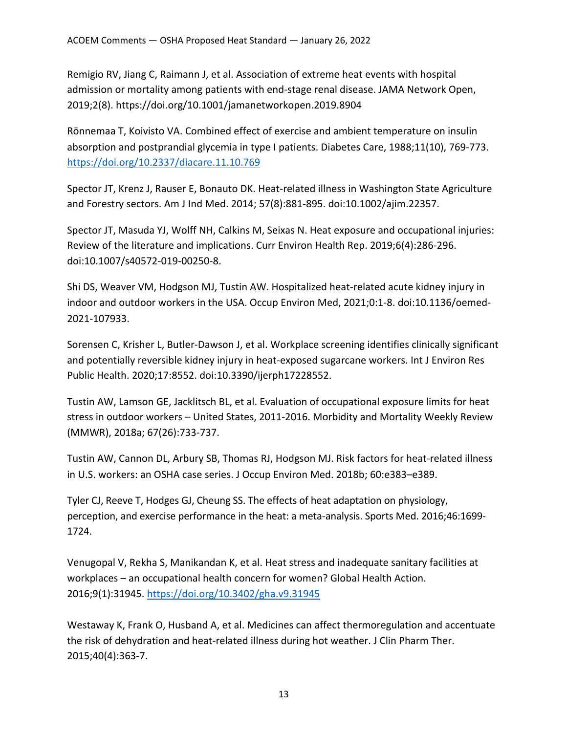Remigio RV, Jiang C, Raimann J, et al. Association of extreme heat events with hospital admission or mortality among patients with end-stage renal disease. JAMA Network Open, 2019;2(8). https://doi.org/10.1001/jamanetworkopen.2019.8904

Rönnemaa T, Koivisto VA. Combined effect of exercise and ambient temperature on insulin absorption and postprandial glycemia in type I patients. Diabetes Care, 1988;11(10), 769-773. https://doi.org/10.2337/diacare.11.10.769

Spector JT, Krenz J, Rauser E, Bonauto DK. Heat-related illness in Washington State Agriculture and Forestry sectors. Am J Ind Med. 2014; 57(8):881-895. doi:10.1002/ajim.22357.

Spector JT, Masuda YJ, Wolff NH, Calkins M, Seixas N. Heat exposure and occupational injuries: Review of the literature and implications. Curr Environ Health Rep. 2019;6(4):286-296. doi:10.1007/s40572-019-00250-8.

Shi DS, Weaver VM, Hodgson MJ, Tustin AW. Hospitalized heat-related acute kidney injury in indoor and outdoor workers in the USA. Occup Environ Med, 2021;0:1-8. doi:10.1136/oemed-2021-107933.

Sorensen C, Krisher L, Butler-Dawson J, et al. Workplace screening identifies clinically significant and potentially reversible kidney injury in heat-exposed sugarcane workers. Int J Environ Res Public Health. 2020;17:8552. doi:10.3390/ijerph17228552.

Tustin AW, Lamson GE, Jacklitsch BL, et al. Evaluation of occupational exposure limits for heat stress in outdoor workers – United States, 2011-2016. Morbidity and Mortality Weekly Review (MMWR), 2018a; 67(26):733-737.

Tustin AW, Cannon DL, Arbury SB, Thomas RJ, Hodgson MJ. Risk factors for heat-related illness in U.S. workers: an OSHA case series. J Occup Environ Med. 2018b; 60:e383–e389.

Tyler CJ, Reeve T, Hodges GJ, Cheung SS. The effects of heat adaptation on physiology, perception, and exercise performance in the heat: a meta-analysis. Sports Med. 2016;46:1699-1724.

Venugopal V, Rekha S, Manikandan K, et al. Heat stress and inadequate sanitary facilities at workplaces – an occupational health concern for women? Global Health Action. 2016;9(1):31945. https://doi.org/10.3402/gha.v9.31945

Westaway K, Frank O, Husband A, et al. Medicines can affect thermoregulation and accentuate the risk of dehydration and heat-related illness during hot weather. J Clin Pharm Ther. 2015;40(4):363-7.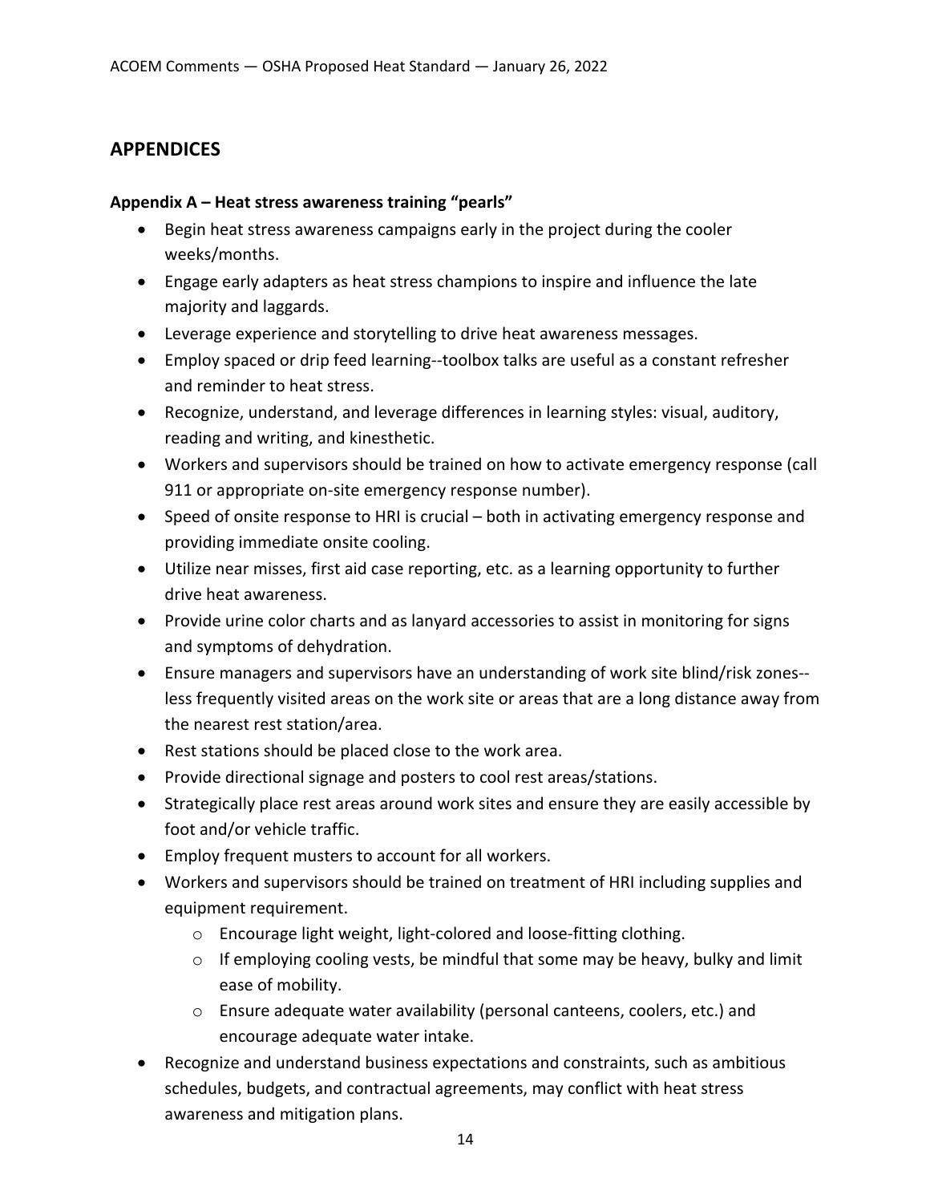## APPENDICES

### Appendix A – Heat stress awareness training "pearls"

- Begin heat stress awareness campaigns early in the project during the cooler weeks/months.
- Engage early adapters as heat stress champions to inspire and influence the late majority and laggards.
- Leverage experience and storytelling to drive heat awareness messages.
- Employ spaced or drip feed learning--toolbox talks are useful as a constant refresher and reminder to heat stress.
- Recognize, understand, and leverage differences in learning styles: visual, auditory, reading and writing, and kinesthetic.
- Workers and supervisors should be trained on how to activate emergency response (call 911 or appropriate on-site emergency response number).
- Speed of onsite response to HRI is crucial – both in activating emergency response and providing immediate onsite cooling.
- Utilize near misses, first aid case reporting, etc. as a learning opportunity to further drive heat awareness.
- Provide urine color charts and as lanyard accessories to assist in monitoring for signs and symptoms of dehydration.
- Ensure managers and supervisors have an understanding of work site blind/risk zones--less frequently visited areas on the work site or areas that are a long distance away from the nearest rest station/area.
- Rest stations should be placed close to the work area.
- Provide directional signage and posters to cool rest areas/stations.
- Strategically place rest areas around work sites and ensure they are easily accessible by foot and/or vehicle traffic.
- Employ frequent musters to account for all workers.
- Workers and supervisors should be trained on treatment of HRI including supplies and equipment requirement.
    - Encourage light weight, light-colored and loose-fitting clothing.
    - If employing cooling vests, be mindful that some may be heavy, bulky and limit ease of mobility.
    - Ensure adequate water availability (personal canteens, coolers, etc.) and encourage adequate water intake.
- Recognize and understand business expectations and constraints, such as ambitious schedules, budgets, and contractual agreements, may conflict with heat stress awareness and mitigation plans.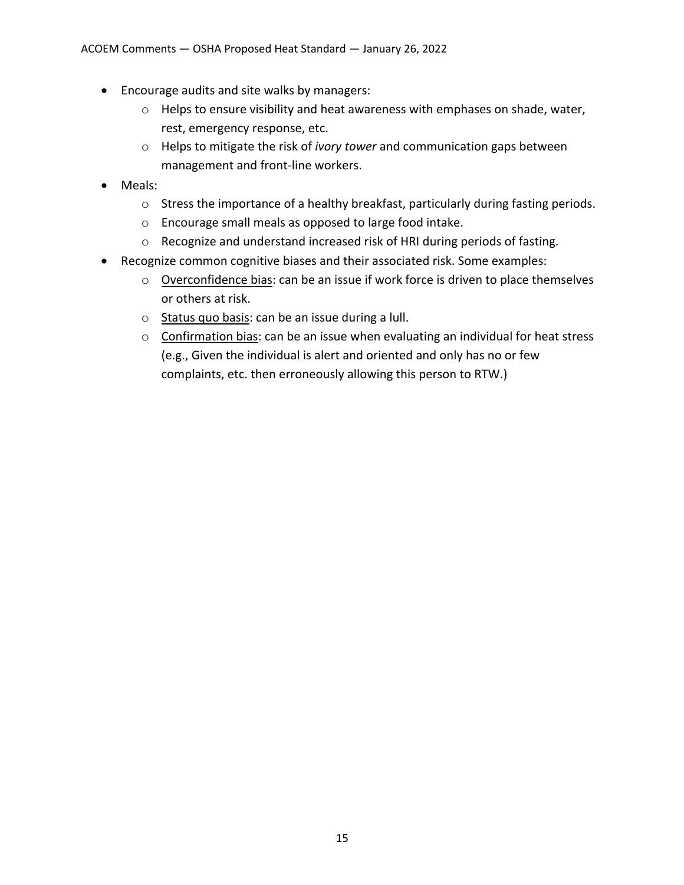- Encourage audits and site walks by managers:
  - Helps to ensure visibility and heat awareness with emphases on shade, water, rest, emergency response, etc.
  - Helps to mitigate the risk of *ivory tower* and communication gaps between management and front-line workers.
- Meals:
  - Stress the importance of a healthy breakfast, particularly during fasting periods.
  - Encourage small meals as opposed to large food intake.
  - Recognize and understand increased risk of HRI during periods of fasting.
- Recognize common cognitive biases and their associated risk. Some examples:
  - <u>Overconfidence bias</u>: can be an issue if work force is driven to place themselves or others at risk.
  - <u>Status quo basis</u>: can be an issue during a lull.
  - <u>Confirmation bias</u>: can be an issue when evaluating an individual for heat stress (e.g., Given the individual is alert and oriented and only has no or few complaints, etc. then erroneously allowing this person to RTW.)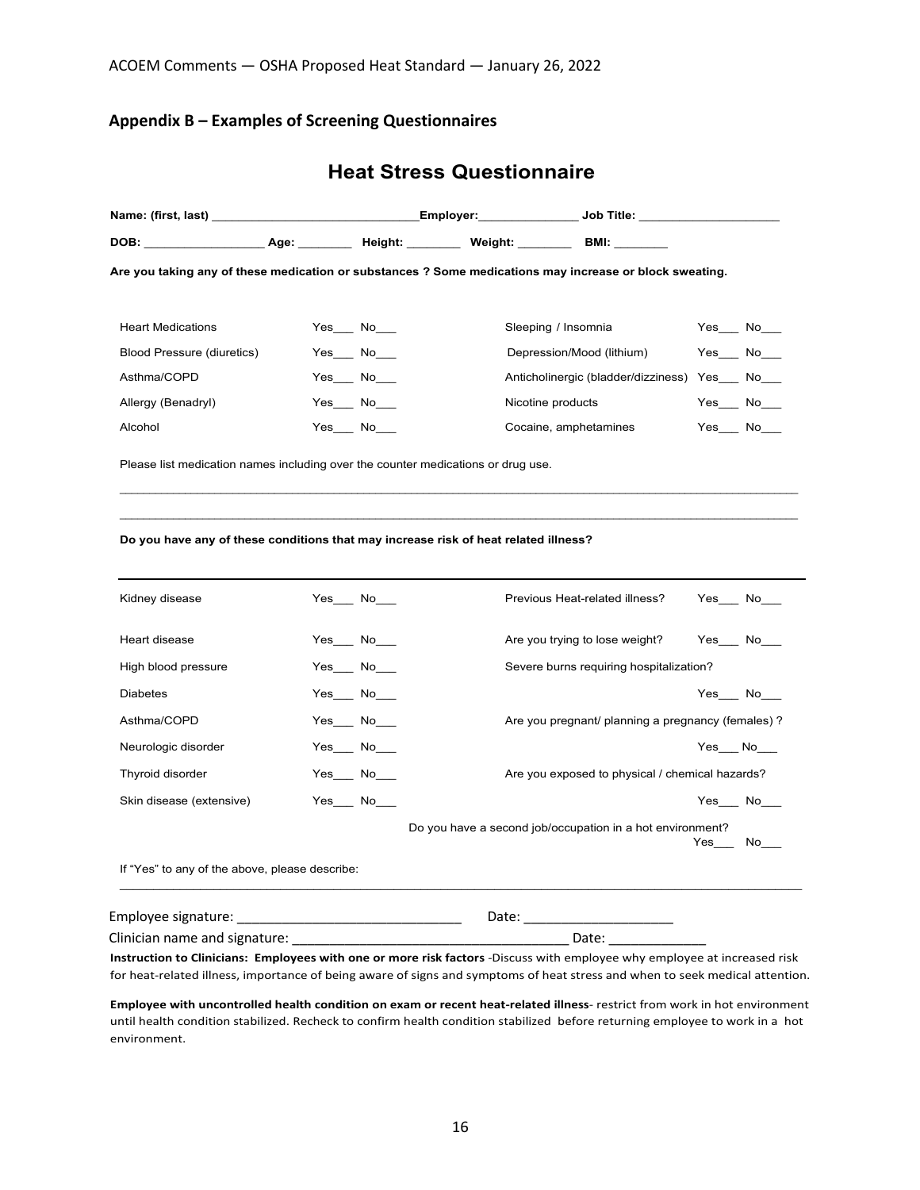## Appendix B – Examples of Screening Questionnaires

# Heat Stress Questionnaire

**Name: (first, last)** _______________________________ **Employer:**_______________ **Job Title:** _____________________

**DOB:** __________________ **Age:** ________ **Height:** ________ **Weight:** ________ **BMI:** ________

**Are you taking any of these medication or substances ? Some medications may increase or block sweating.**

| | | | |
|---|---|---|---|
| Heart Medications | Yes___ No___ | Sleeping / Insomnia | Yes___ No___ |
| Blood Pressure (diuretics) | Yes___ No___ | Depression/Mood (lithium) | Yes___ No___ |
| Asthma/COPD | Yes___ No___ | Anticholinergic (bladder/dizziness) | Yes___ No___ |
| Allergy (Benadryl) | Yes___ No___ | Nicotine products | Yes___ No___ |
| Alcohol | Yes___ No___ | Cocaine, amphetamines | Yes___ No___ |

Please list medication names including over the counter medications or drug use.

_____________________________________________________________________________________________

_____________________________________________________________________________________________

**Do you have any of these conditions that may increase risk of heat related illness?**

| | | | |
|---|---|---|---|
| Kidney disease | Yes___ No___ | Previous Heat-related illness? | Yes___ No___ |
| Heart disease | Yes___ No___ | Are you trying to lose weight? | Yes___ No___ |
| High blood pressure | Yes___ No___ | Severe burns requiring hospitalization? | |
| Diabetes | Yes___ No___ | | Yes___ No___ |
| Asthma/COPD | Yes___ No___ | Are you pregnant/ planning a pregnancy (females) ? | |
| Neurologic disorder | Yes___ No___ | | Yes___ No___ |
| Thyroid disorder | Yes___ No___ | Are you exposed to physical / chemical hazards? | |
| Skin disease (extensive) | Yes___ No___ | | Yes___ No___ |
| | | Do you have a second job/occupation in a hot environment? | Yes___ No___ |

If "Yes" to any of the above, please describe:

_____________________________________________________________________________________________

Employee signature: ______________________________ Date: ____________________

Clinician name and signature: ______________________________________ Date: _____________

**Instruction to Clinicians: Employees with one or more risk factors** -Discuss with employee why employee at increased risk for heat-related illness, importance of being aware of signs and symptoms of heat stress and when to seek medical attention.

**Employee with uncontrolled health condition on exam or recent heat-related illness**- restrict from work in hot environment until health condition stabilized. Recheck to confirm health condition stabilized before returning employee to work in a hot environment.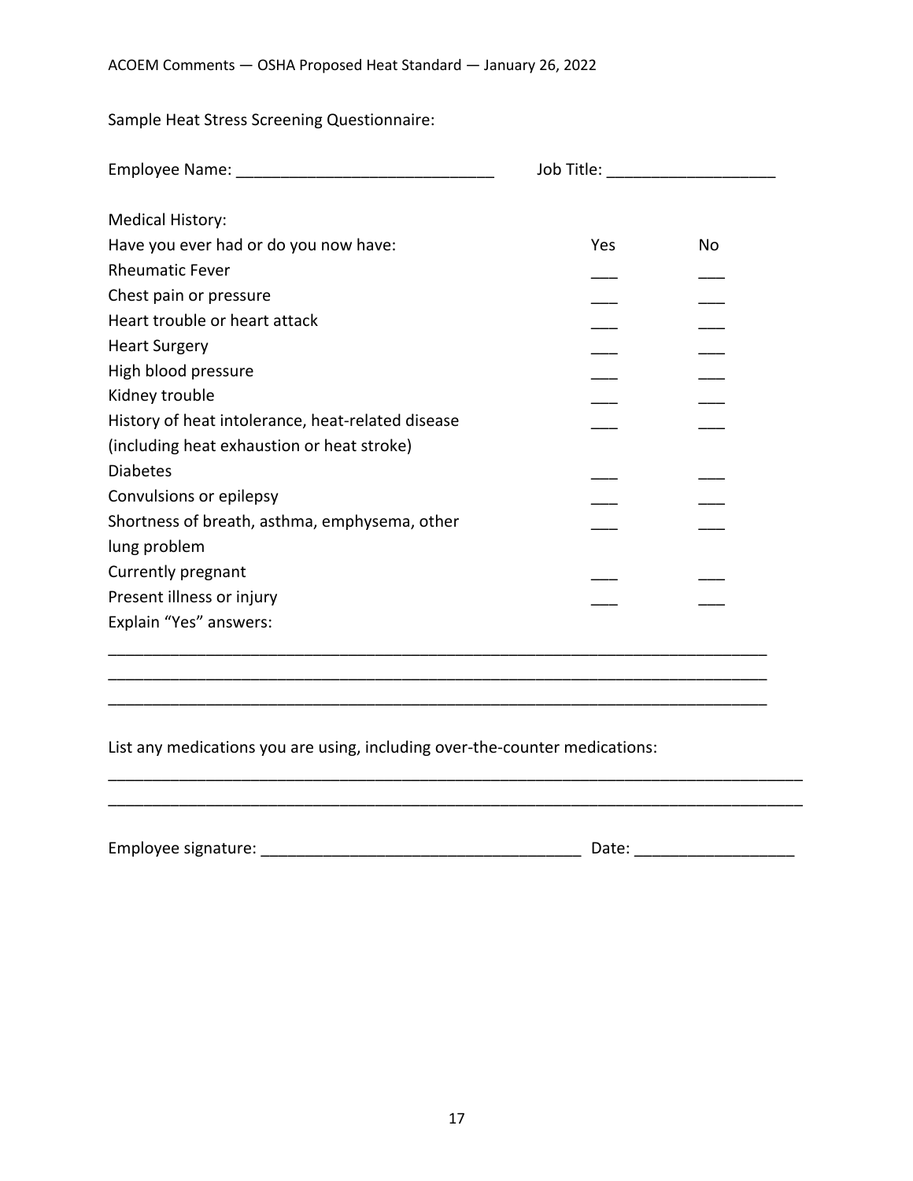Sample Heat Stress Screening Questionnaire:

Employee Name: _____________________________ Job Title: ___________________

Medical History:

| Have you ever had or do you now have: | Yes | No |
|---|---|---|
| Rheumatic Fever | ___ | ___ |
| Chest pain or pressure | ___ | ___ |
| Heart trouble or heart attack | ___ | ___ |
| Heart Surgery | ___ | ___ |
| High blood pressure | ___ | ___ |
| Kidney trouble | ___ | ___ |
| History of heat intolerance, heat-related disease (including heat exhaustion or heat stroke) | ___ | ___ |
| Diabetes | ___ | ___ |
| Convulsions or epilepsy | ___ | ___ |
| Shortness of breath, asthma, emphysema, other lung problem | ___ | ___ |
| Currently pregnant | ___ | ___ |
| Present illness or injury | ___ | ___ |

Explain "Yes" answers:

____________________________________________________________________________

____________________________________________________________________________

____________________________________________________________________________

List any medications you are using, including over-the-counter medications:

______________________________________________________________________________

______________________________________________________________________________

Employee signature: ____________________________________ Date: __________________